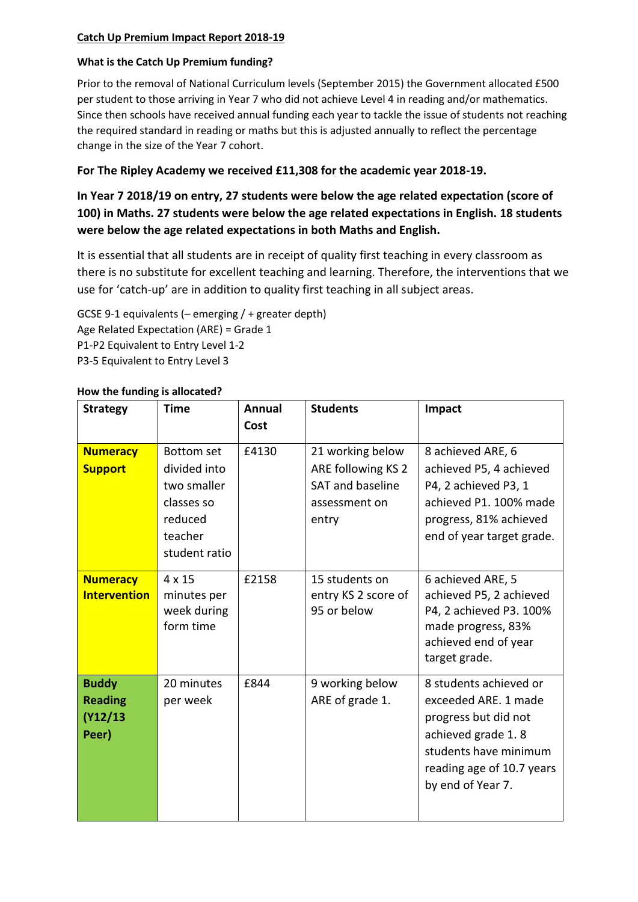**Catch Up Premium Impact Report 2018-19**

**What is the Catch Up Premium funding?**

Prior to the removal of National Curriculum levels (September 2015) the Government allocated £500 per student to those arriving in Year 7 who did not achieve Level 4 in reading and/or mathematics. Since then schools have received annual funding each year to tackle the issue of students not reaching the required standard in reading or maths but this is adjusted annually to reflect the percentage change in the size of the Year 7 cohort.

**For The Ripley Academy we received £11,308 for the academic year 2018-19.**

**In Year 7 2018/19 on entry, 27 students were below the age related expectation (score of 100) in Maths. 27 students were below the age related expectations in English. 18 students were below the age related expectations in both Maths and English.**

It is essential that all students are in receipt of quality first teaching in every classroom as there is no substitute for excellent teaching and learning. Therefore, the interventions that we use for 'catch-up' are in addition to quality first teaching in all subject areas.

GCSE 9-1 equivalents (– emerging / + greater depth)
Age Related Expectation (ARE) = Grade 1
P1-P2 Equivalent to Entry Level 1-2
P3-5 Equivalent to Entry Level 3

**How the funding is allocated?**

| Strategy | Time | Annual Cost | Students | Impact |
|---|---|---|---|---|
| **Numeracy Support** | Bottom set divided into two smaller classes so reduced teacher student ratio | £4130 | 21 working below ARE following KS 2 SAT and baseline assessment on entry | 8 achieved ARE, 6 achieved P5, 4 achieved P4, 2 achieved P3, 1 achieved P1. 100% made progress, 81% achieved end of year target grade. |
| **Numeracy Intervention** | 4 x 15 minutes per week during form time | £2158 | 15 students on entry KS 2 score of 95 or below | 6 achieved ARE, 5 achieved P5, 2 achieved P4, 2 achieved P3. 100% made progress, 83% achieved end of year target grade. |
| **Buddy Reading (Y12/13 Peer)** | 20 minutes per week | £844 | 9 working below ARE of grade 1. | 8 students achieved or exceeded ARE. 1 made progress but did not achieved grade 1. 8 students have minimum reading age of 10.7 years by end of Year 7. |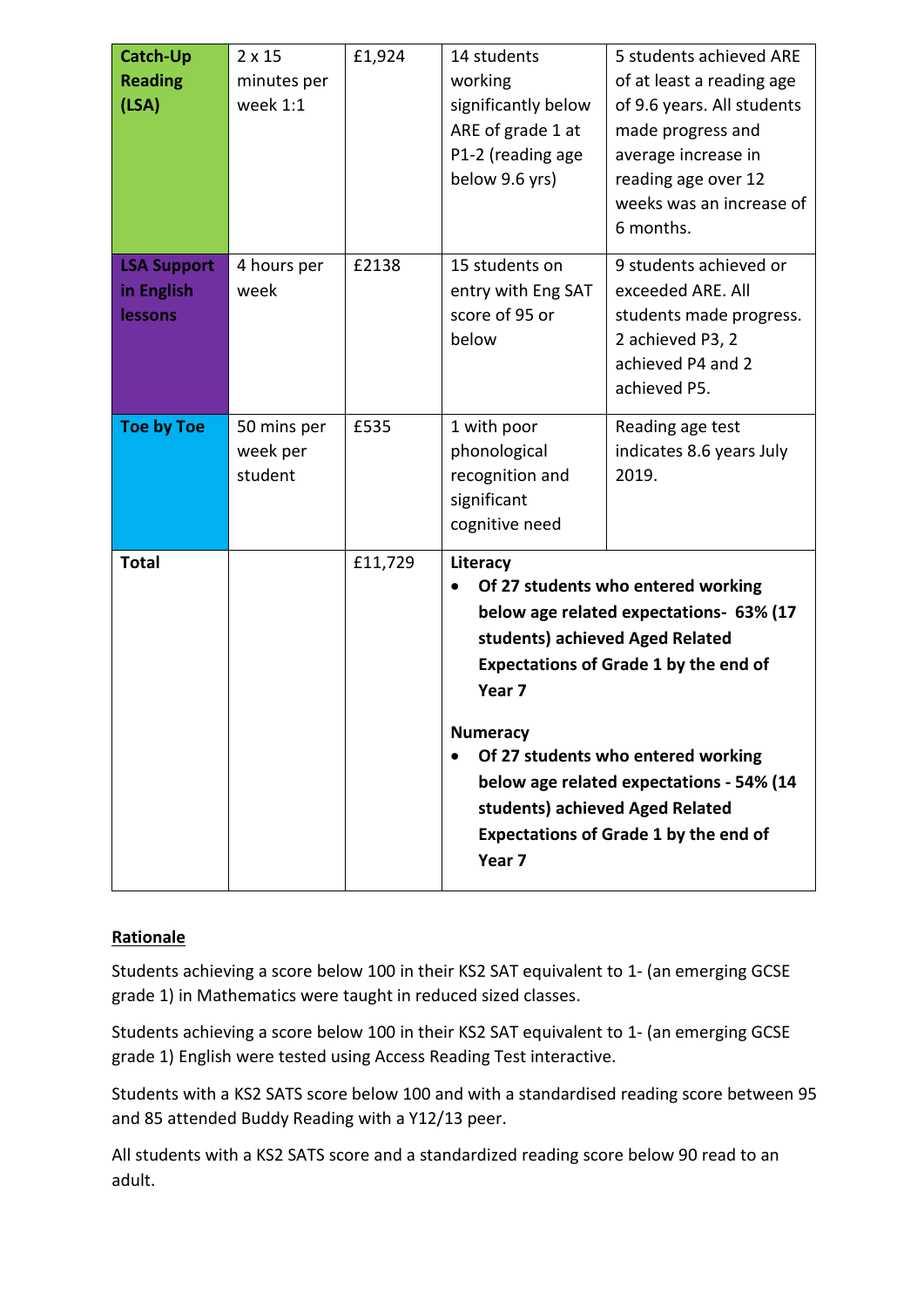| **Catch-Up Reading (LSA)** | 2 x 15 minutes per week 1:1 | £1,924 | 14 students working significantly below ARE of grade 1 at P1-2 (reading age below 9.6 yrs) | 5 students achieved ARE of at least a reading age of 9.6 years. All students made progress and average increase in reading age over 12 weeks was an increase of 6 months. |
|---|---|---|---|---|
| **LSA Support in English lessons** | 4 hours per week | £2138 | 15 students on entry with Eng SAT score of 95 or below | 9 students achieved or exceeded ARE. All students made progress. 2 achieved P3, 2 achieved P4 and 2 achieved P5. |
| **Toe by Toe** | 50 mins per week per student | £535 | 1 with poor phonological recognition and significant cognitive need | Reading age test indicates 8.6 years July 2019. |
| **Total** | | £11,729 | **Literacy**<br>• **Of 27 students who entered working below age related expectations- 63% (17 students) achieved Aged Related Expectations of Grade 1 by the end of Year 7**<br><br>**Numeracy**<br>• **Of 27 students who entered working below age related expectations - 54% (14 students) achieved Aged Related Expectations of Grade 1 by the end of Year 7** | |

## Rationale

Students achieving a score below 100 in their KS2 SAT equivalent to 1- (an emerging GCSE grade 1) in Mathematics were taught in reduced sized classes.

Students achieving a score below 100 in their KS2 SAT equivalent to 1- (an emerging GCSE grade 1) English were tested using Access Reading Test interactive.

Students with a KS2 SATS score below 100 and with a standardised reading score between 95 and 85 attended Buddy Reading with a Y12/13 peer.

All students with a KS2 SATS score and a standardized reading score below 90 read to an adult.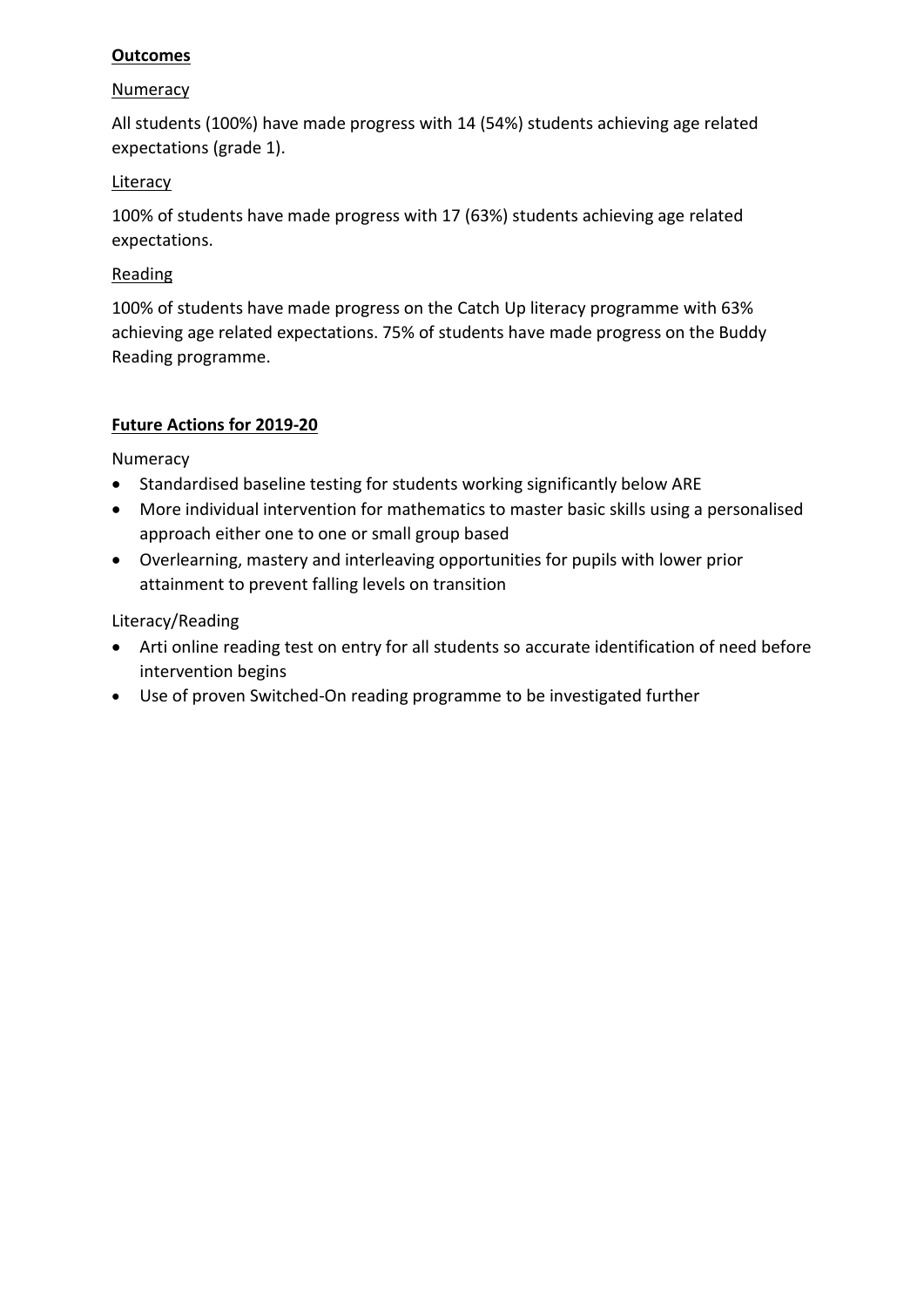**Outcomes**

Numeracy

All students (100%) have made progress with 14 (54%) students achieving age related expectations (grade 1).

Literacy

100% of students have made progress with 17 (63%) students achieving age related expectations.

Reading

100% of students have made progress on the Catch Up literacy programme with 63% achieving age related expectations. 75% of students have made progress on the Buddy Reading programme.

**Future Actions for 2019-20**

Numeracy

- Standardised baseline testing for students working significantly below ARE
- More individual intervention for mathematics to master basic skills using a personalised approach either one to one or small group based
- Overlearning, mastery and interleaving opportunities for pupils with lower prior attainment to prevent falling levels on transition

Literacy/Reading

- Arti online reading test on entry for all students so accurate identification of need before intervention begins
- Use of proven Switched-On reading programme to be investigated further